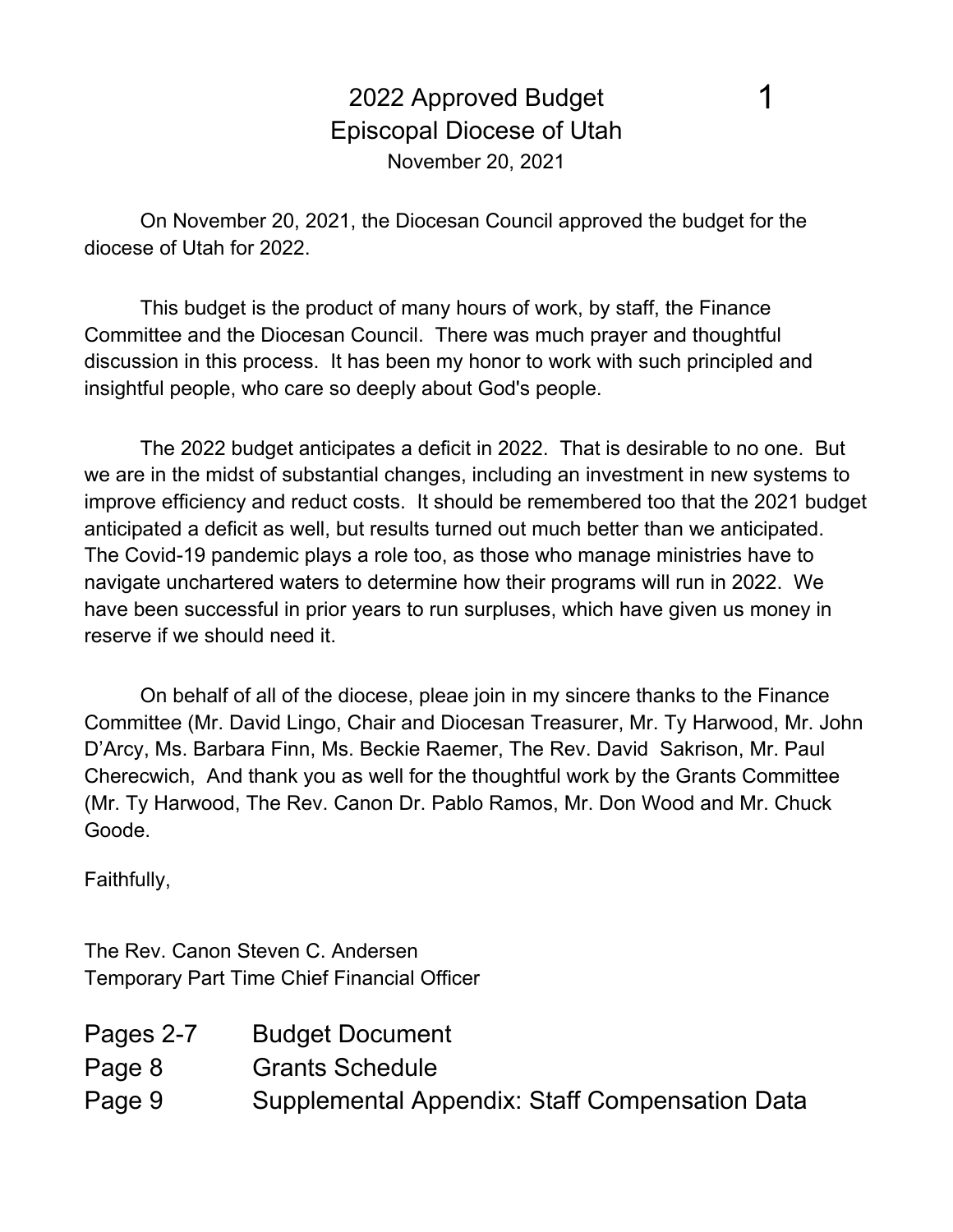# 2022 Approved Budget

## Episcopal Diocese of Utah

November 20, 2021

On November 20, 2021, the Diocesan Council approved the budget for the diocese of Utah for 2022.

This budget is the product of many hours of work, by staff, the Finance Committee and the Diocesan Council. There was much prayer and thoughtful discussion in this process. It has been my honor to work with such principled and insightful people, who care so deeply about God's people.

The 2022 budget anticipates a deficit in 2022. That is desirable to no one. But we are in the midst of substantial changes, including an investment in new systems to improve efficiency and reduct costs. It should be remembered too that the 2021 budget anticipated a deficit as well, but results turned out much better than we anticipated. The Covid-19 pandemic plays a role too, as those who manage ministries have to navigate unchartered waters to determine how their programs will run in 2022. We have been successful in prior years to run surpluses, which have given us money in reserve if we should need it.

On behalf of all of the diocese, pleae join in my sincere thanks to the Finance Committee (Mr. David Lingo, Chair and Diocesan Treasurer, Mr. Ty Harwood, Mr. John D'Arcy, Ms. Barbara Finn, Ms. Beckie Raemer, The Rev. David Sakrison, Mr. Paul Cherecwich, And thank you as well for the thoughtful work by the Grants Committee (Mr. Ty Harwood, The Rev. Canon Dr. Pablo Ramos, Mr. Don Wood and Mr. Chuck Goode.

Faithfully,

The Rev. Canon Steven C. Andersen
Temporary Part Time Chief Financial Officer

| | |
|---|---|
| Pages 2-7 | Budget Document |
| Page 8 | Grants Schedule |
| Page 9 | Supplemental Appendix: Staff Compensation Data |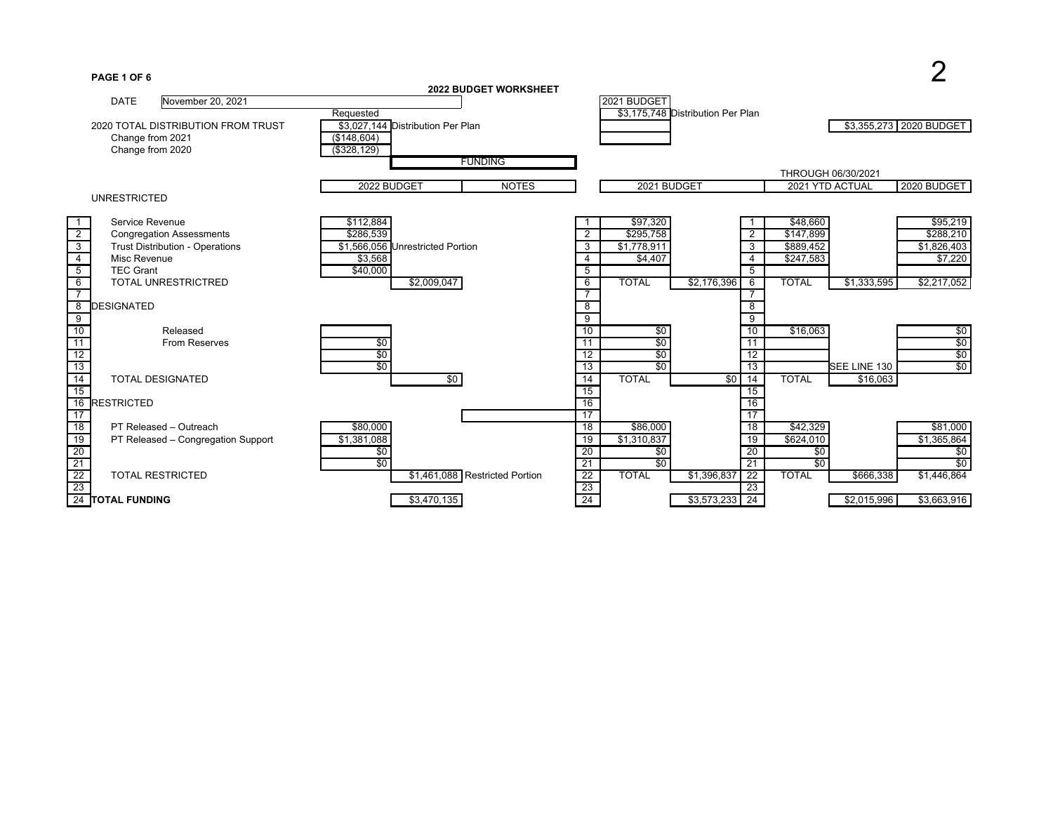PAGE 1 OF 6

## 2022 BUDGET WORKSHEET

DATE: November 20, 2021

| | Requested | | 2021 BUDGET | | 2020 BUDGET |
|---|---|---|---|---|---|
| 2020 TOTAL DISTRIBUTION FROM TRUST | $3,027,144 | Distribution Per Plan | $3,175,748 | Distribution Per Plan | $3,355,273 |
| Change from 2021 | ($148,604) | | | | |
| Change from 2020 | ($328,129) | | | | |

**FUNDING**

| # | UNRESTRICTED | 2022 BUDGET | | NOTES | # | 2021 BUDGET | | # | 2021 YTD ACTUAL (THROUGH 06/30/2021) | | 2020 BUDGET |
|---|---|---|---|---|---|---|---|---|---|---|---|
| 1 | Service Revenue | $112,884 | | | 1 | $97,320 | | 1 | $48,660 | | $95,219 |
| 2 | Congregation Assessments | $286,539 | | | 2 | $295,758 | | 2 | $147,899 | | $288,210 |
| 3 | Trust Distribution - Operations | $1,566,056 | | Unrestricted Portion | 3 | $1,778,911 | | 3 | $889,452 | | $1,826,403 |
| 4 | Misc Revenue | $3,568 | | | 4 | $4,407 | | 4 | $247,583 | | $7,220 |
| 5 | TEC Grant | $40,000 | | | 5 | | | 5 | | | |
| 6 | TOTAL UNRESTRICTRED | | $2,009,047 | | 6 | TOTAL | $2,176,396 | 6 | TOTAL | $1,333,595 | $2,217,052 |
| 7 | | | | | 7 | | | 7 | | | |
| 8 | DESIGNATED | | | | 8 | | | 8 | | | |
| 9 | | | | | 9 | | | 9 | | | |
| 10 | Released | | | | 10 | $0 | | 10 | $16,063 | | $0 |
| 11 | From Reserves | $0 | | | 11 | $0 | | 11 | | | $0 |
| 12 | | $0 | | | 12 | $0 | | 12 | | | $0 |
| 13 | | $0 | | | 13 | $0 | | 13 | | SEE LINE 130 | $0 |
| 14 | TOTAL DESIGNATED | | $0 | | 14 | TOTAL | $0 | 14 | TOTAL | $16,063 | |
| 15 | | | | | 15 | | | 15 | | | |
| 16 | RESTRICTED | | | | 16 | | | 16 | | | |
| 17 | | | | | 17 | | | 17 | | | |
| 18 | PT Released – Outreach | $80,000 | | | 18 | $86,000 | | 18 | $42,329 | | $81,000 |
| 19 | PT Released – Congregation Support | $1,381,088 | | | 19 | $1,310,837 | | 19 | $624,010 | | $1,365,864 |
| 20 | | $0 | | | 20 | $0 | | 20 | $0 | | $0 |
| 21 | | $0 | | | 21 | $0 | | 21 | $0 | | $0 |
| 22 | TOTAL RESTRICTED | | $1,461,088 | Restricted Portion | 22 | TOTAL | $1,396,837 | 22 | TOTAL | $666,338 | $1,446,864 |
| 23 | | | | | 23 | | | 23 | | | |
| 24 | **TOTAL FUNDING** | | $3,470,135 | | 24 | | $3,573,233 | 24 | | $2,015,996 | $3,663,916 |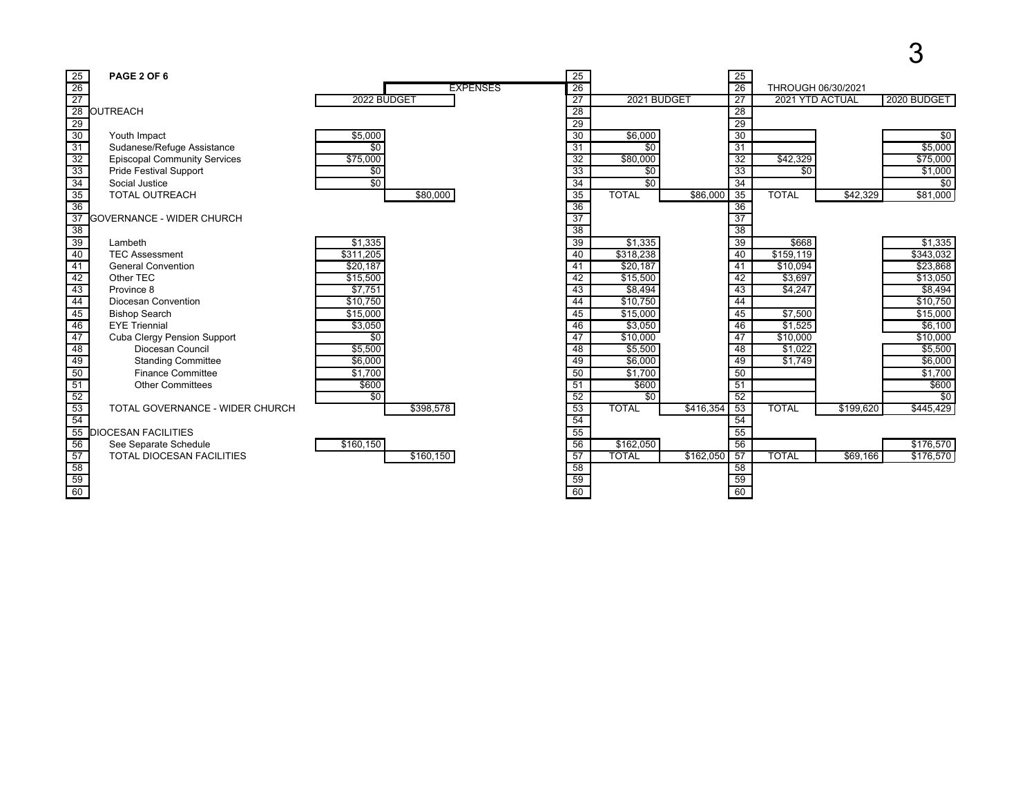**PAGE 2 OF 6**

EXPENSES

| Line | Item | 2022 BUDGET | | 2021 BUDGET | | THROUGH 06/30/2021 2021 YTD ACTUAL | | 2020 BUDGET |
|---|---|---|---|---|---|---|---|---|
| 28 | OUTREACH | | | | | | | |
| 29 | | | | | | | | |
| 30 | Youth Impact | $5,000 | | $6,000 | | | | $0 |
| 31 | Sudanese/Refuge Assistance | $0 | | $0 | | | | $5,000 |
| 32 | Episcopal Community Services | $75,000 | | $80,000 | | $42,329 | | $75,000 |
| 33 | Pride Festival Support | $0 | | $0 | | $0 | | $1,000 |
| 34 | Social Justice | $0 | | $0 | | | | $0 |
| 35 | TOTAL OUTREACH | | $80,000 | TOTAL | $86,000 | TOTAL | $42,329 | $81,000 |
| 36 | | | | | | | | |
| 37 | GOVERNANCE - WIDER CHURCH | | | | | | | |
| 38 | | | | | | | | |
| 39 | Lambeth | $1,335 | | $1,335 | | $668 | | $1,335 |
| 40 | TEC Assessment | $311,205 | | $318,238 | | $159,119 | | $343,032 |
| 41 | General Convention | $20,187 | | $20,187 | | $10,094 | | $23,868 |
| 42 | Other TEC | $15,500 | | $15,500 | | $3,697 | | $13,050 |
| 43 | Province 8 | $7,751 | | $8,494 | | $4,247 | | $8,494 |
| 44 | Diocesan Convention | $10,750 | | $10,750 | | | | $10,750 |
| 45 | Bishop Search | $15,000 | | $15,000 | | $7,500 | | $15,000 |
| 46 | EYE Triennial | $3,050 | | $3,050 | | $1,525 | | $6,100 |
| 47 | Cuba Clergy Pension Support | $0 | | $10,000 | | $10,000 | | $10,000 |
| 48 | Diocesan Council | $5,500 | | $5,500 | | $1,022 | | $5,500 |
| 49 | Standing Committee | $6,000 | | $6,000 | | $1,749 | | $6,000 |
| 50 | Finance Committee | $1,700 | | $1,700 | | | | $1,700 |
| 51 | Other Committees | $600 | | $600 | | | | $600 |
| 52 | | $0 | | $0 | | | | $0 |
| 53 | TOTAL GOVERNANCE - WIDER CHURCH | | $398,578 | TOTAL | $416,354 | TOTAL | $199,620 | $445,429 |
| 54 | | | | | | | | |
| 55 | DIOCESAN FACILITIES | | | | | | | |
| 56 | See Separate Schedule | $160,150 | | $162,050 | | | | $176,570 |
| 57 | TOTAL DIOCESAN FACILITIES | | $160,150 | TOTAL | $162,050 | TOTAL | $69,166 | $176,570 |
| 58 | | | | | | | | |
| 59 | | | | | | | | |
| 60 | | | | | | | | |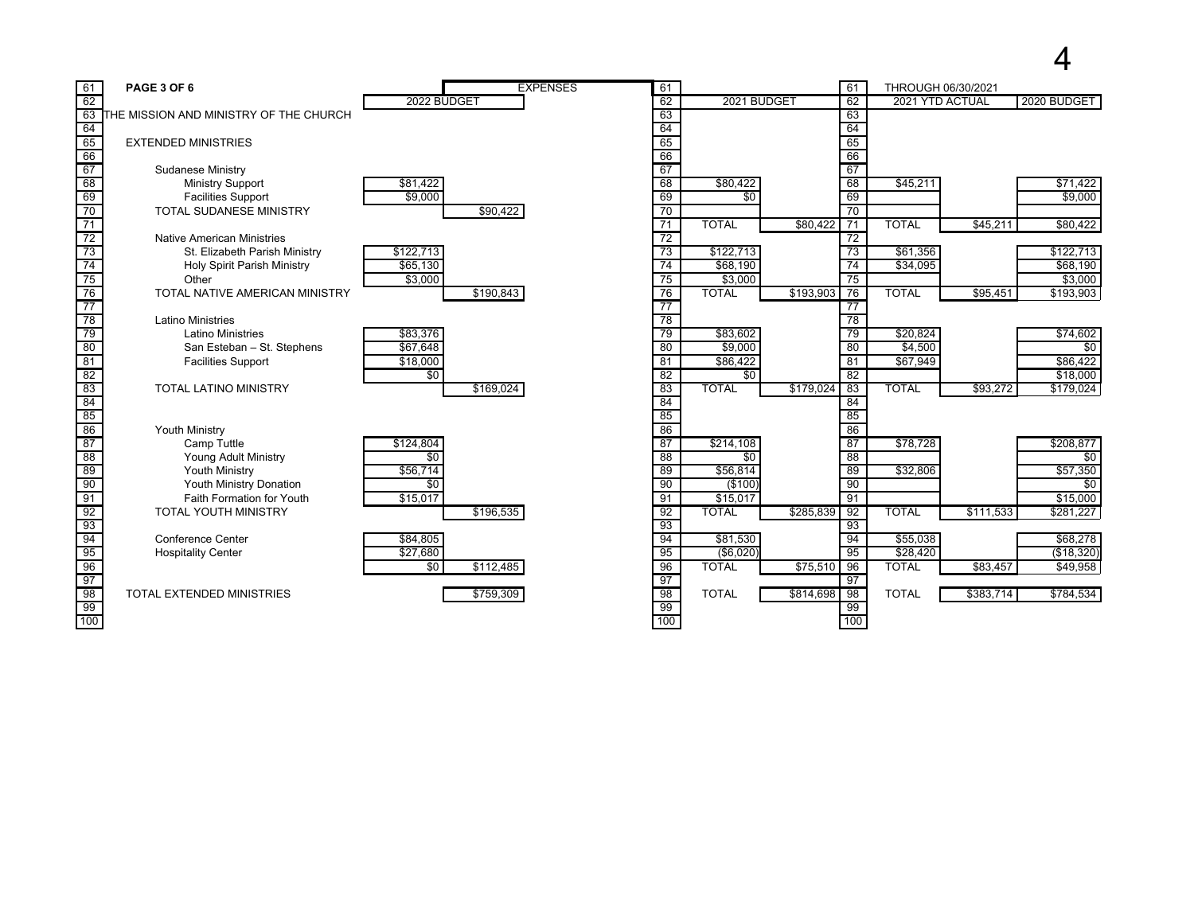**PAGE 3 OF 6**

| Line | Item | 2022 BUDGET | EXPENSES | Line | 2021 BUDGET | | Line | THROUGH 06/30/2021 2021 YTD ACTUAL | | 2020 BUDGET |
|---|---|---|---|---|---|---|---|---|---|---|
| 63 | THE MISSION AND MINISTRY OF THE CHURCH | | | 63 | | | 63 | | | |
| 64 | | | | 64 | | | 64 | | | |
| 65 | EXTENDED MINISTRIES | | | 65 | | | 65 | | | |
| 66 | | | | 66 | | | 66 | | | |
| 67 | Sudanese Ministry | | | 67 | | | 67 | | | |
| 68 | Ministry Support | $81,422 | | 68 | $80,422 | | 68 | $45,211 | | $71,422 |
| 69 | Facilities Support | $9,000 | | 69 | $0 | | 69 | | | $9,000 |
| 70 | TOTAL SUDANESE MINISTRY | | $90,422 | 70 | | | 70 | | | |
| 71 | | | | 71 | TOTAL | $80,422 | 71 | TOTAL | $45,211 | $80,422 |
| 72 | Native American Ministries | | | 72 | | | 72 | | | |
| 73 | St. Elizabeth Parish Ministry | $122,713 | | 73 | $122,713 | | 73 | $61,356 | | $122,713 |
| 74 | Holy Spirit Parish Ministry | $65,130 | | 74 | $68,190 | | 74 | $34,095 | | $68,190 |
| 75 | Other | $3,000 | | 75 | $3,000 | | 75 | | | $3,000 |
| 76 | TOTAL NATIVE AMERICAN MINISTRY | | $190,843 | 76 | TOTAL | $193,903 | 76 | TOTAL | $95,451 | $193,903 |
| 77 | | | | 77 | | | 77 | | | |
| 78 | Latino Ministries | | | 78 | | | 78 | | | |
| 79 | Latino Ministries | $83,376 | | 79 | $83,602 | | 79 | $20,824 | | $74,602 |
| 80 | San Esteban – St. Stephens | $67,648 | | 80 | $9,000 | | 80 | $4,500 | | $0 |
| 81 | Facilities Support | $18,000 | | 81 | $86,422 | | 81 | $67,949 | | $86,422 |
| 82 | | $0 | | 82 | $0 | | 82 | | | $18,000 |
| 83 | TOTAL LATINO MINISTRY | | $169,024 | 83 | TOTAL | $179,024 | 83 | TOTAL | $93,272 | $179,024 |
| 84 | | | | 84 | | | 84 | | | |
| 85 | | | | 85 | | | 85 | | | |
| 86 | Youth Ministry | | | 86 | | | 86 | | | |
| 87 | Camp Tuttle | $124,804 | | 87 | $214,108 | | 87 | $78,728 | | $208,877 |
| 88 | Young Adult Ministry | $0 | | 88 | $0 | | 88 | | | $0 |
| 89 | Youth Ministry | $56,714 | | 89 | $56,814 | | 89 | $32,806 | | $57,350 |
| 90 | Youth Ministry Donation | $0 | | 90 | ($100) | | 90 | | | $0 |
| 91 | Faith Formation for Youth | $15,017 | | 91 | $15,017 | | 91 | | | $15,000 |
| 92 | TOTAL YOUTH MINISTRY | | $196,535 | 92 | TOTAL | $285,839 | 92 | TOTAL | $111,533 | $281,227 |
| 93 | | | | 93 | | | 93 | | | |
| 94 | Conference Center | $84,805 | | 94 | $81,530 | | 94 | $55,038 | | $68,278 |
| 95 | Hospitality Center | $27,680 | | 95 | ($6,020) | | 95 | $28,420 | | ($18,320) |
| 96 | | $0 | $112,485 | 96 | TOTAL | $75,510 | 96 | TOTAL | $83,457 | $49,958 |
| 97 | | | | 97 | | | 97 | | | |
| 98 | TOTAL EXTENDED MINISTRIES | | $759,309 | 98 | TOTAL | $814,698 | 98 | TOTAL | $383,714 | $784,534 |
| 99 | | | | 99 | | | 99 | | | |
| 100 | | | | 100 | | | 100 | | | |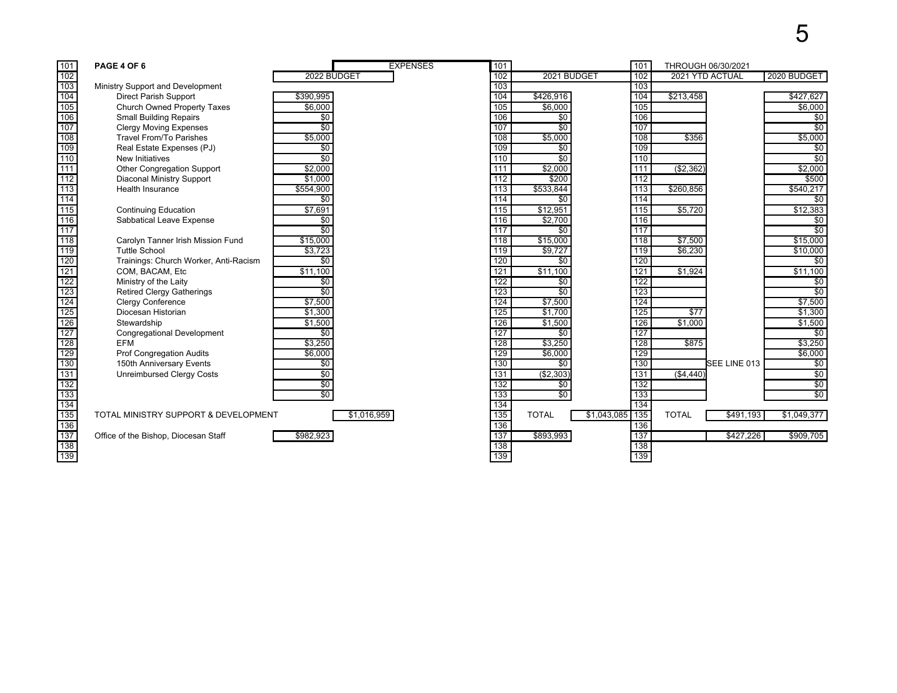**PAGE 4 OF 6**

**EXPENSES** — THROUGH 06/30/2021

| Line | Item | 2022 BUDGET | | Line | 2021 BUDGET | | Line | 2021 YTD ACTUAL | | 2020 BUDGET |
|---|---|---|---|---|---|---|---|---|---|---|
| 101 | PAGE 4 OF 6 | | | 101 | | | 101 | | | |
| 102 | | | | 102 | | | 102 | | | |
| 103 | Ministry Support and Development | | | 103 | | | 103 | | | |
| 104 | Direct Parish Support | $390,995 | | 104 | $426,916 | | 104 | $213,458 | | $427,627 |
| 105 | Church Owned Property Taxes | $6,000 | | 105 | $6,000 | | 105 | | | $6,000 |
| 106 | Small Building Repairs | $0 | | 106 | $0 | | 106 | | | $0 |
| 107 | Clergy Moving Expenses | $0 | | 107 | $0 | | 107 | | | $0 |
| 108 | Travel From/To Parishes | $5,000 | | 108 | $5,000 | | 108 | $356 | | $5,000 |
| 109 | Real Estate Expenses (PJ) | $0 | | 109 | $0 | | 109 | | | $0 |
| 110 | New Initiatives | $0 | | 110 | $0 | | 110 | | | $0 |
| 111 | Other Congregation Support | $2,000 | | 111 | $2,000 | | 111 | ($2,362) | | $2,000 |
| 112 | Diaconal Ministry Support | $1,000 | | 112 | $200 | | 112 | | | $500 |
| 113 | Health Insurance | $554,900 | | 113 | $533,844 | | 113 | $260,856 | | $540,217 |
| 114 | | $0 | | 114 | $0 | | 114 | | | $0 |
| 115 | Continuing Education | $7,691 | | 115 | $12,951 | | 115 | $5,720 | | $12,383 |
| 116 | Sabbatical Leave Expense | $0 | | 116 | $2,700 | | 116 | | | $0 |
| 117 | | $0 | | 117 | $0 | | 117 | | | $0 |
| 118 | Carolyn Tanner Irish Mission Fund | $15,000 | | 118 | $15,000 | | 118 | $7,500 | | $15,000 |
| 119 | Tuttle School | $3,723 | | 119 | $9,727 | | 119 | $6,230 | | $10,000 |
| 120 | Trainings: Church Worker, Anti-Racism | $0 | | 120 | $0 | | 120 | | | $0 |
| 121 | COM, BACAM, Etc | $11,100 | | 121 | $11,100 | | 121 | $1,924 | | $11,100 |
| 122 | Ministry of the Laity | $0 | | 122 | $0 | | 122 | | | $0 |
| 123 | Retired Clergy Gatherings | $0 | | 123 | $0 | | 123 | | | $0 |
| 124 | Clergy Conference | $7,500 | | 124 | $7,500 | | 124 | | | $7,500 |
| 125 | Diocesan Historian | $1,300 | | 125 | $1,700 | | 125 | $77 | | $1,300 |
| 126 | Stewardship | $1,500 | | 126 | $1,500 | | 126 | $1,000 | | $1,500 |
| 127 | Congregational Development | $0 | | 127 | $0 | | 127 | | | $0 |
| 128 | EFM | $3,250 | | 128 | $3,250 | | 128 | $875 | | $3,250 |
| 129 | Prof Congregation Audits | $6,000 | | 129 | $6,000 | | 129 | | | $6,000 |
| 130 | 150th Anniversary Events | $0 | | 130 | $0 | | 130 | | SEE LINE 013 | $0 |
| 131 | Unreimbursed Clergy Costs | $0 | | 131 | ($2,303) | | 131 | ($4,440) | | $0 |
| 132 | | $0 | | 132 | $0 | | 132 | | | $0 |
| 133 | | $0 | | 133 | $0 | | 133 | | | $0 |
| 134 | | | | 134 | | | 134 | | | |
| 135 | TOTAL MINISTRY SUPPORT & DEVELOPMENT | | $1,016,959 | 135 | TOTAL | $1,043,085 | 135 | TOTAL | $491,193 | $1,049,377 |
| 136 | | | | 136 | | | 136 | | | |
| 137 | Office of the Bishop, Diocesan Staff | $982,923 | | 137 | $893,993 | | 137 | | $427,226 | $909,705 |
| 138 | | | | 138 | | | 138 | | | |
| 139 | | | | 139 | | | 139 | | | |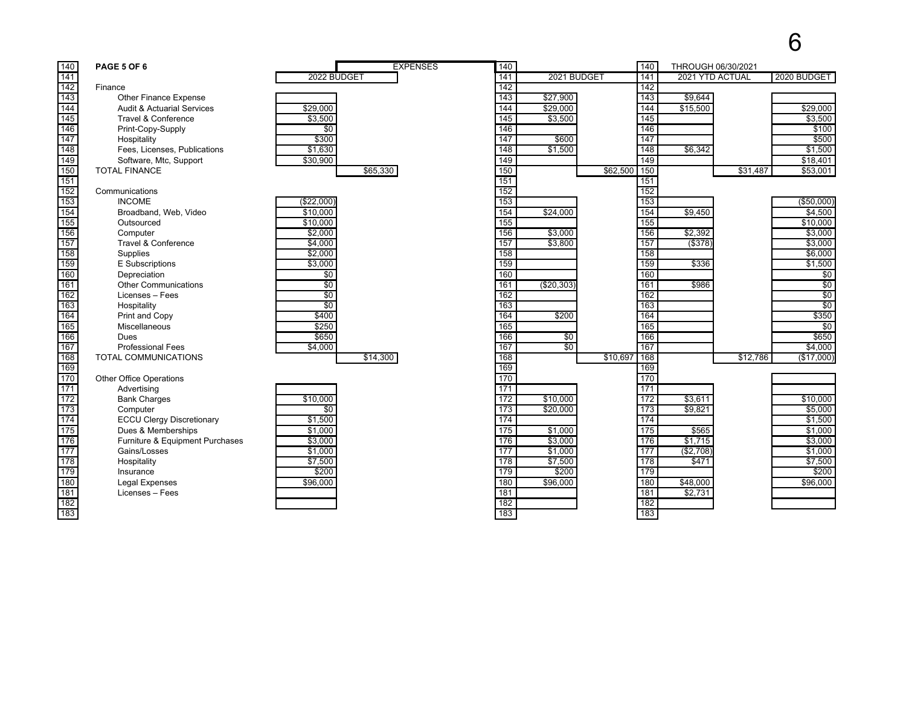| Line | PAGE 5 OF 6 | 2022 BUDGET | EXPENSES | Line | 2021 BUDGET | | Line | 2021 YTD ACTUAL THROUGH 06/30/2021 | | 2020 BUDGET |
|---|---|---|---|---|---|---|---|---|---|---|
| 142 | Finance | | | 142 | | | 142 | | | |
| 143 | Other Finance Expense | | | 143 | $27,900 | | 143 | $9,644 | | |
| 144 | Audit & Actuarial Services | $29,000 | | 144 | $29,000 | | 144 | $15,500 | | $29,000 |
| 145 | Travel & Conference | $3,500 | | 145 | $3,500 | | 145 | | | $3,500 |
| 146 | Print-Copy-Supply | $0 | | 146 | | | 146 | | | $100 |
| 147 | Hospitality | $300 | | 147 | $600 | | 147 | | | $500 |
| 148 | Fees, Licenses, Publications | $1,630 | | 148 | $1,500 | | 148 | $6,342 | | $1,500 |
| 149 | Software, Mtc, Support | $30,900 | | 149 | | | 149 | | | $18,401 |
| 150 | TOTAL FINANCE | | $65,330 | 150 | | $62,500 | 150 | | $31,487 | $53,001 |
| 151 | | | | 151 | | | 151 | | | |
| 152 | Communications | | | 152 | | | 152 | | | |
| 153 | INCOME | ($22,000) | | 153 | | | 153 | | | ($50,000) |
| 154 | Broadband, Web, Video | $10,000 | | 154 | $24,000 | | 154 | $9,450 | | $4,500 |
| 155 | Outsourced | $10,000 | | 155 | | | 155 | | | $10,000 |
| 156 | Computer | $2,000 | | 156 | $3,000 | | 156 | $2,392 | | $3,000 |
| 157 | Travel & Conference | $4,000 | | 157 | $3,800 | | 157 | ($378) | | $3,000 |
| 158 | Supplies | $2,000 | | 158 | | | 158 | | | $6,000 |
| 159 | E Subscriptions | $3,000 | | 159 | | | 159 | $336 | | $1,500 |
| 160 | Depreciation | $0 | | 160 | | | 160 | | | $0 |
| 161 | Other Communications | $0 | | 161 | ($20,303) | | 161 | $986 | | $0 |
| 162 | Licenses – Fees | $0 | | 162 | | | 162 | | | $0 |
| 163 | Hospitality | $0 | | 163 | | | 163 | | | $0 |
| 164 | Print and Copy | $400 | | 164 | $200 | | 164 | | | $350 |
| 165 | Miscellaneous | $250 | | 165 | | | 165 | | | $0 |
| 166 | Dues | $650 | | 166 | $0 | | 166 | | | $650 |
| 167 | Professional Fees | $4,000 | | 167 | $0 | | 167 | | | $4,000 |
| 168 | TOTAL COMMUNICATIONS | | $14,300 | 168 | | $10,697 | 168 | | $12,786 | ($17,000) |
| 169 | | | | 169 | | | 169 | | | |
| 170 | Other Office Operations | | | 170 | | | 170 | | | |
| 171 | Advertising | | | 171 | | | 171 | | | |
| 172 | Bank Charges | $10,000 | | 172 | $10,000 | | 172 | $3,611 | | $10,000 |
| 173 | Computer | $0 | | 173 | $20,000 | | 173 | $9,821 | | $5,000 |
| 174 | ECCU Clergy Discretionary | $1,500 | | 174 | | | 174 | | | $1,500 |
| 175 | Dues & Memberships | $1,000 | | 175 | $1,000 | | 175 | $565 | | $1,000 |
| 176 | Furniture & Equipment Purchases | $3,000 | | 176 | $3,000 | | 176 | $1,715 | | $3,000 |
| 177 | Gains/Losses | $1,000 | | 177 | $1,000 | | 177 | ($2,708) | | $1,000 |
| 178 | Hospitality | $7,500 | | 178 | $7,500 | | 178 | $471 | | $7,500 |
| 179 | Insurance | $200 | | 179 | $200 | | 179 | | | $200 |
| 180 | Legal Expenses | $96,000 | | 180 | $96,000 | | 180 | $48,000 | | $96,000 |
| 181 | Licenses – Fees | | | 181 | | | 181 | $2,731 | | |
| 182 | | | | 182 | | | 182 | | | |
| 183 | | | | 183 | | | 183 | | | |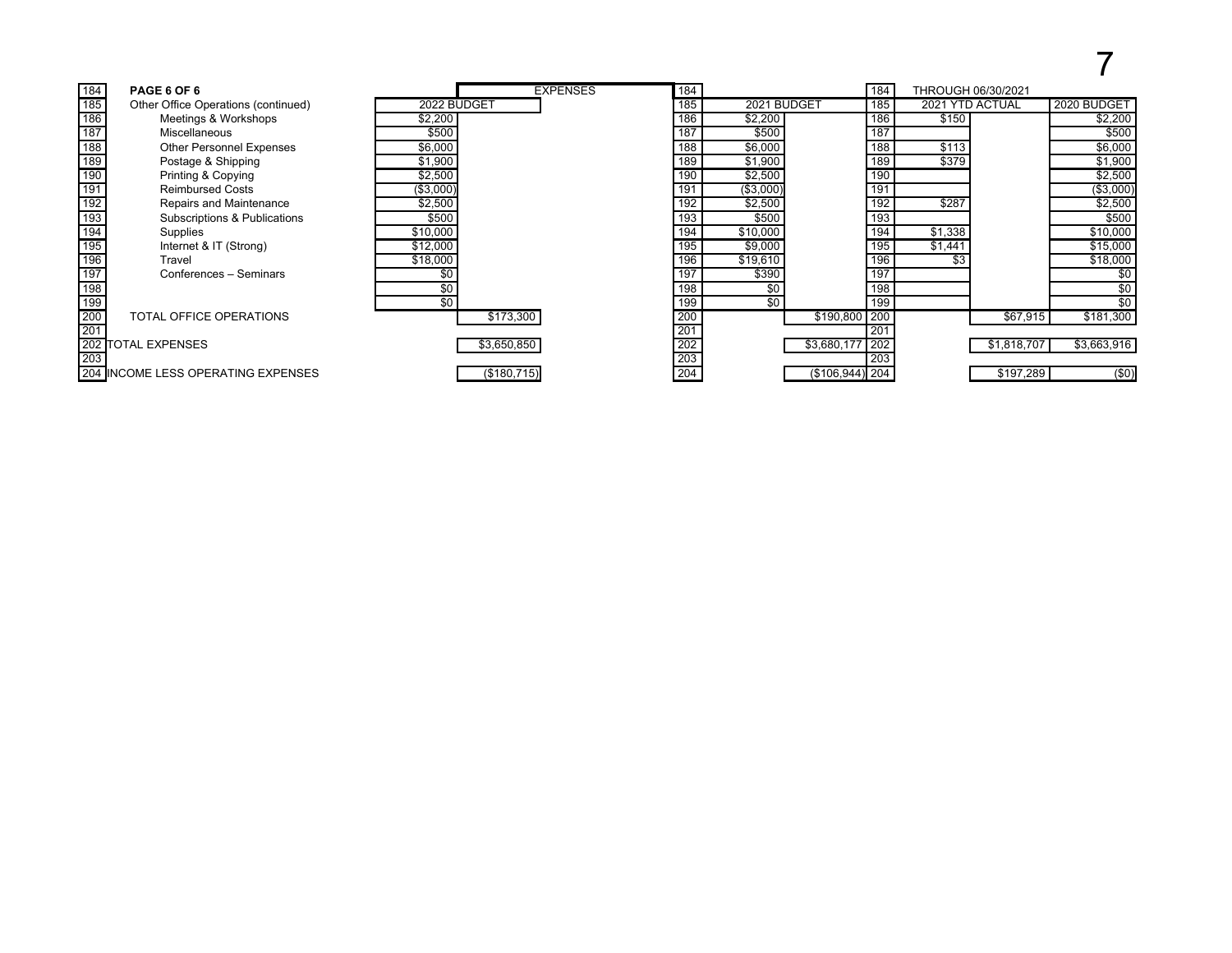| Line | Item | 2022 BUDGET | EXPENSES | Line | 2021 BUDGET | | Line | THROUGH 06/30/2021 2021 YTD ACTUAL | | 2020 BUDGET |
|---|---|---|---|---|---|---|---|---|---|---|
| 184 | **PAGE 6 OF 6** | | | 184 | | | 184 | | | |
| 185 | Other Office Operations (continued) | | | 185 | | | 185 | | | |
| 186 | Meetings & Workshops | $2,200 | | 186 | $2,200 | | 186 | $150 | | $2,200 |
| 187 | Miscellaneous | $500 | | 187 | $500 | | 187 | | | $500 |
| 188 | Other Personnel Expenses | $6,000 | | 188 | $6,000 | | 188 | $113 | | $6,000 |
| 189 | Postage & Shipping | $1,900 | | 189 | $1,900 | | 189 | $379 | | $1,900 |
| 190 | Printing & Copying | $2,500 | | 190 | $2,500 | | 190 | | | $2,500 |
| 191 | Reimbursed Costs | ($3,000) | | 191 | ($3,000) | | 191 | | | ($3,000) |
| 192 | Repairs and Maintenance | $2,500 | | 192 | $2,500 | | 192 | $287 | | $2,500 |
| 193 | Subscriptions & Publications | $500 | | 193 | $500 | | 193 | | | $500 |
| 194 | Supplies | $10,000 | | 194 | $10,000 | | 194 | $1,338 | | $10,000 |
| 195 | Internet & IT (Strong) | $12,000 | | 195 | $9,000 | | 195 | $1,441 | | $15,000 |
| 196 | Travel | $18,000 | | 196 | $19,610 | | 196 | $3 | | $18,000 |
| 197 | Conferences – Seminars | $0 | | 197 | $390 | | 197 | | | $0 |
| 198 | | $0 | | 198 | $0 | | 198 | | | $0 |
| 199 | | $0 | | 199 | $0 | | 199 | | | $0 |
| 200 | TOTAL OFFICE OPERATIONS | | $173,300 | 200 | | $190,800 | 200 | | $67,915 | $181,300 |
| 201 | | | | 201 | | | 201 | | | |
| 202 | TOTAL EXPENSES | | $3,650,850 | 202 | | $3,680,177 | 202 | | $1,818,707 | $3,663,916 |
| 203 | | | | 203 | | | 203 | | | |
| 204 | INCOME LESS OPERATING EXPENSES | | ($180,715) | 204 | | ($106,944) | 204 | | $197,289 | ($0) |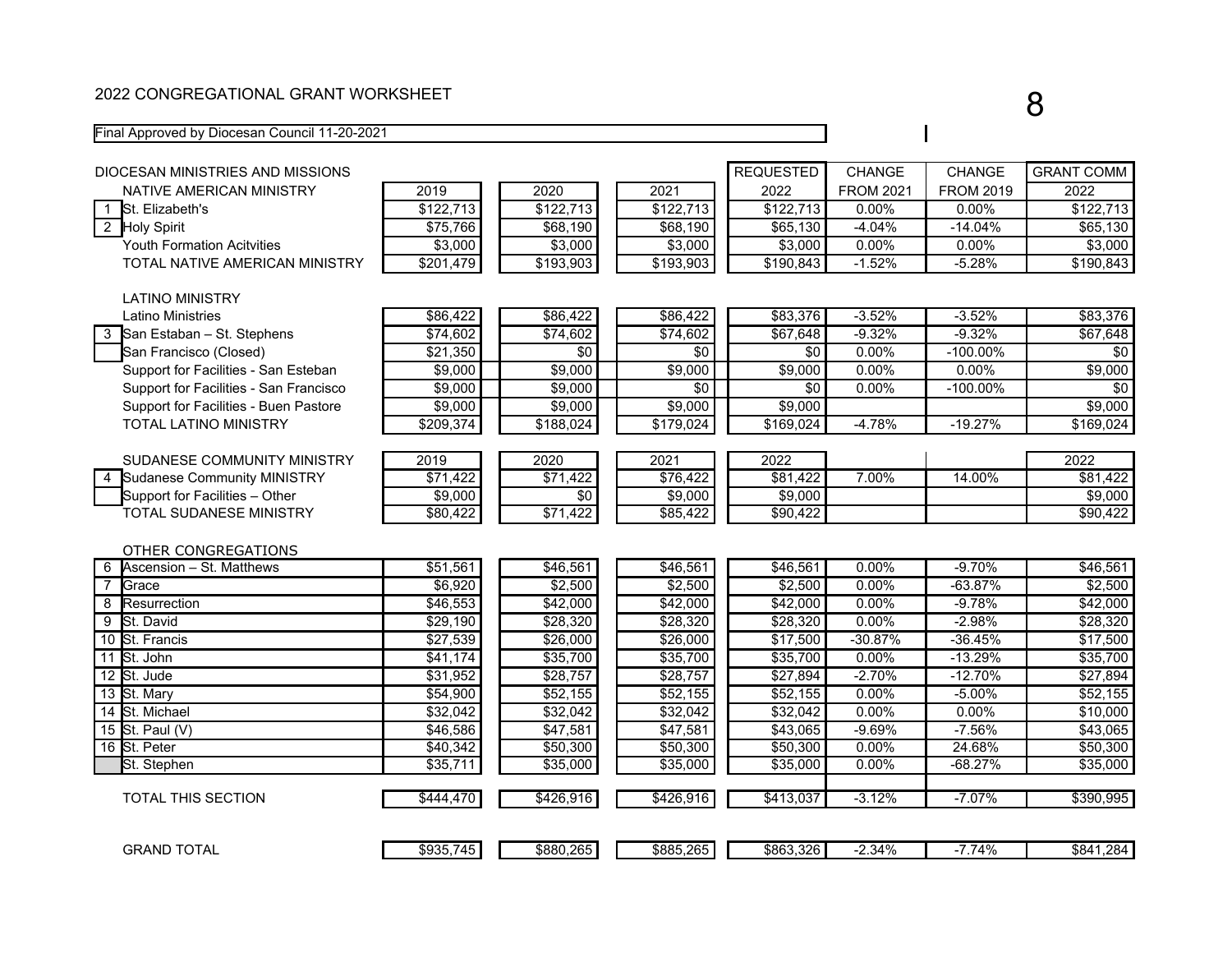# 2022 CONGREGATIONAL GRANT WORKSHEET

Final Approved by Diocesan Council 11-20-2021

| # | DIOCESAN MINISTRIES AND MISSIONS | 2019 | 2020 | 2021 | REQUESTED 2022 | CHANGE FROM 2021 | CHANGE FROM 2019 | GRANT COMM 2022 |
|---|---|---|---|---|---|---|---|---|
| | **NATIVE AMERICAN MINISTRY** | | | | | | | |
| 1 | St. Elizabeth's | $122,713 | $122,713 | $122,713 | $122,713 | 0.00% | 0.00% | $122,713 |
| 2 | Holy Spirit | $75,766 | $68,190 | $68,190 | $65,130 | -4.04% | -14.04% | $65,130 |
| | Youth Formation Acitvities | $3,000 | $3,000 | $3,000 | $3,000 | 0.00% | 0.00% | $3,000 |
| | TOTAL NATIVE AMERICAN MINISTRY | $201,479 | $193,903 | $193,903 | $190,843 | -1.52% | -5.28% | $190,843 |
| | **LATINO MINISTRY** | | | | | | | |
| | Latino Ministries | $86,422 | $86,422 | $86,422 | $83,376 | -3.52% | -3.52% | $83,376 |
| 3 | San Estaban – St. Stephens | $74,602 | $74,602 | $74,602 | $67,648 | -9.32% | -9.32% | $67,648 |
| | San Francisco (Closed) | $21,350 | $0 | $0 | $0 | 0.00% | -100.00% | $0 |
| | Support for Facilities - San Esteban | $9,000 | $9,000 | $9,000 | $9,000 | 0.00% | 0.00% | $9,000 |
| | Support for Facilities - San Francisco | $9,000 | $9,000 | $0 | $0 | 0.00% | -100.00% | $0 |
| | Support for Facilities - Buen Pastore | $9,000 | $9,000 | $9,000 | $9,000 | | | $9,000 |
| | TOTAL LATINO MINISTRY | $209,374 | $188,024 | $179,024 | $169,024 | -4.78% | -19.27% | $169,024 |
| | **SUDANESE COMMUNITY MINISTRY** | 2019 | 2020 | 2021 | 2022 | | | 2022 |
| 4 | Sudanese Community MINISTRY | $71,422 | $71,422 | $76,422 | $81,422 | 7.00% | 14.00% | $81,422 |
| | Support for Facilities – Other | $9,000 | $0 | $9,000 | $9,000 | | | $9,000 |
| | TOTAL SUDANESE MINISTRY | $80,422 | $71,422 | $85,422 | $90,422 | | | $90,422 |
| | **OTHER CONGREGATIONS** | | | | | | | |
| 6 | Ascension – St. Matthews | $51,561 | $46,561 | $46,561 | $46,561 | 0.00% | -9.70% | $46,561 |
| 7 | Grace | $6,920 | $2,500 | $2,500 | $2,500 | 0.00% | -63.87% | $2,500 |
| 8 | Resurrection | $46,553 | $42,000 | $42,000 | $42,000 | 0.00% | -9.78% | $42,000 |
| 9 | St. David | $29,190 | $28,320 | $28,320 | $28,320 | 0.00% | -2.98% | $28,320 |
| 10 | St. Francis | $27,539 | $26,000 | $26,000 | $17,500 | -30.87% | -36.45% | $17,500 |
| 11 | St. John | $41,174 | $35,700 | $35,700 | $35,700 | 0.00% | -13.29% | $35,700 |
| 12 | St. Jude | $31,952 | $28,757 | $28,757 | $27,894 | -2.70% | -12.70% | $27,894 |
| 13 | St. Mary | $54,900 | $52,155 | $52,155 | $52,155 | 0.00% | -5.00% | $52,155 |
| 14 | St. Michael | $32,042 | $32,042 | $32,042 | $32,042 | 0.00% | 0.00% | $10,000 |
| 15 | St. Paul (V) | $46,586 | $47,581 | $47,581 | $43,065 | -9.69% | -7.56% | $43,065 |
| 16 | St. Peter | $40,342 | $50,300 | $50,300 | $50,300 | 0.00% | 24.68% | $50,300 |
| | St. Stephen | $35,711 | $35,000 | $35,000 | $35,000 | 0.00% | -68.27% | $35,000 |
| | TOTAL THIS SECTION | $444,470 | $426,916 | $426,916 | $413,037 | -3.12% | -7.07% | $390,995 |
| | GRAND TOTAL | $935,745 | $880,265 | $885,265 | $863,326 | -2.34% | -7.74% | $841,284 |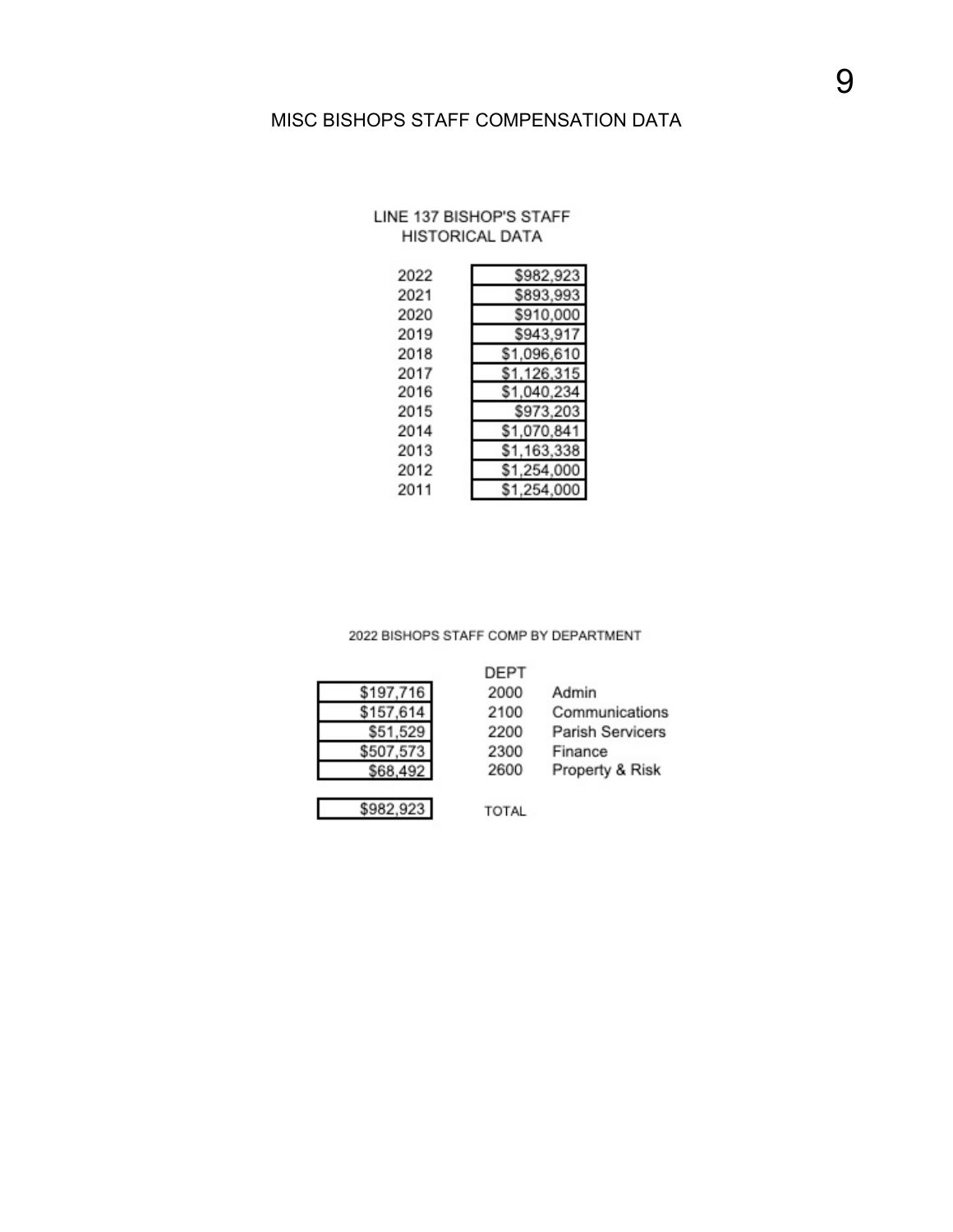# MISC BISHOPS STAFF COMPENSATION DATA

## LINE 137 BISHOP'S STAFF HISTORICAL DATA

| | |
|---|---|
| 2022 | $982,923 |
| 2021 | $893,993 |
| 2020 | $910,000 |
| 2019 | $943,917 |
| 2018 | $1,096,610 |
| 2017 | $1,126,315 |
| 2016 | $1,040,234 |
| 2015 | $973,203 |
| 2014 | $1,070,841 |
| 2013 | $1,163,338 |
| 2012 | $1,254,000 |
| 2011 | $1,254,000 |

## 2022 BISHOPS STAFF COMP BY DEPARTMENT

| | DEPT | |
|---|---|---|
| $197,716 | 2000 | Admin |
| $157,614 | 2100 | Communications |
| $51,529 | 2200 | Parish Servicers |
| $507,573 | 2300 | Finance |
| $68,492 | 2600 | Property & Risk |
| $982,923 | TOTAL | |